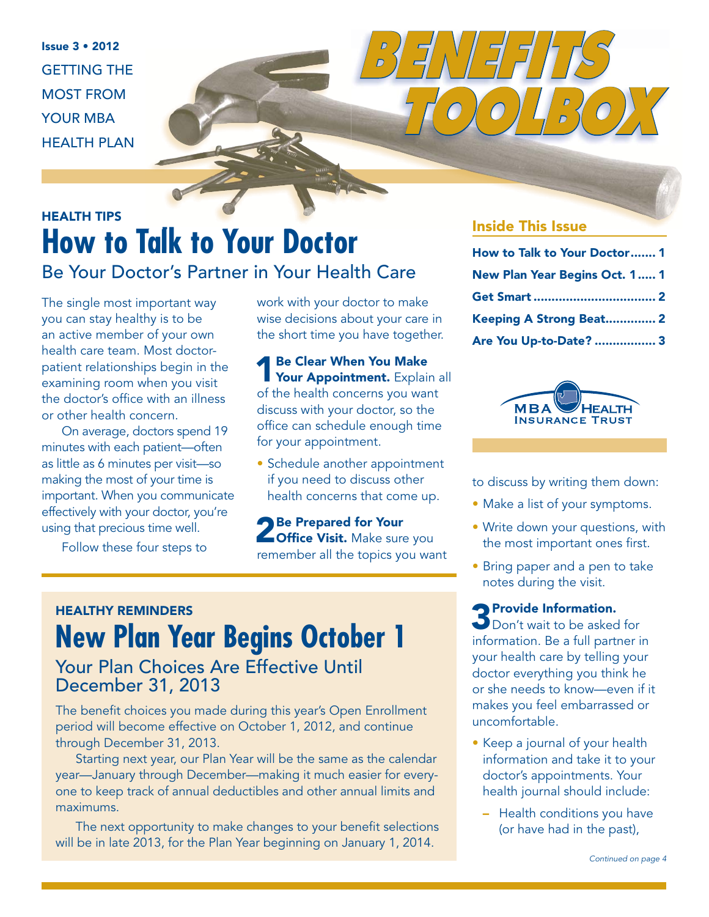Issue 3 • 2012

GETTING THE MOST FROM YOUR MBA HEALTH PLAN

# BENEFITS TOOLBOX

## Inside This Issue

- How to Talk to Your Doctor ....... 1
- New Plan Year Begins Oct. 1 ..... 1
- Get Smart .................................. 2
- Keeping A Strong Beat.............. 2
- Are You Up-to-Date? ................. 3

MBA HEALTH INSURANCE TRUST

HEALTH TIPS

# How to Talk to Your Doctor

### Be Your Doctor's Partner in Your Health Care

The single most important way you can stay healthy is to be an active member of your own health care team. Most doctor-patient relationships begin in the examining room when you visit the doctor's office with an illness or other health concern.

On average, doctors spend 19 minutes with each patient—often as little as 6 minutes per visit—so making the most of your time is important. When you communicate effectively with your doctor, you're using that precious time well.

Follow these four steps to work with your doctor to make wise decisions about your care in the short time you have together.

**1 Be Clear When You Make Your Appointment.** Explain all of the health concerns you want discuss with your doctor, so the office can schedule enough time for your appointment.

- Schedule another appointment if you need to discuss other health concerns that come up.

**2 Be Prepared for Your Office Visit.** Make sure you remember all the topics you want to discuss by writing them down:

- Make a list of your symptoms.
- Write down your questions, with the most important ones first.
- Bring paper and a pen to take notes during the visit.

**3 Provide Information.** Don't wait to be asked for information. Be a full partner in your health care by telling your doctor everything you think he or she needs to know—even if it makes you feel embarrassed or uncomfortable.

- Keep a journal of your health information and take it to your doctor's appointments. Your health journal should include:
  - Health conditions you have (or have had in the past),

*Continued on page 4*

HEALTHY REMINDERS

# New Plan Year Begins October 1

### Your Plan Choices Are Effective Until December 31, 2013

The benefit choices you made during this year's Open Enrollment period will become effective on October 1, 2012, and continue through December 31, 2013.

Starting next year, our Plan Year will be the same as the calendar year—January through December—making it much easier for everyone to keep track of annual deductibles and other annual limits and maximums.

The next opportunity to make changes to your benefit selections will be in late 2013, for the Plan Year beginning on January 1, 2014.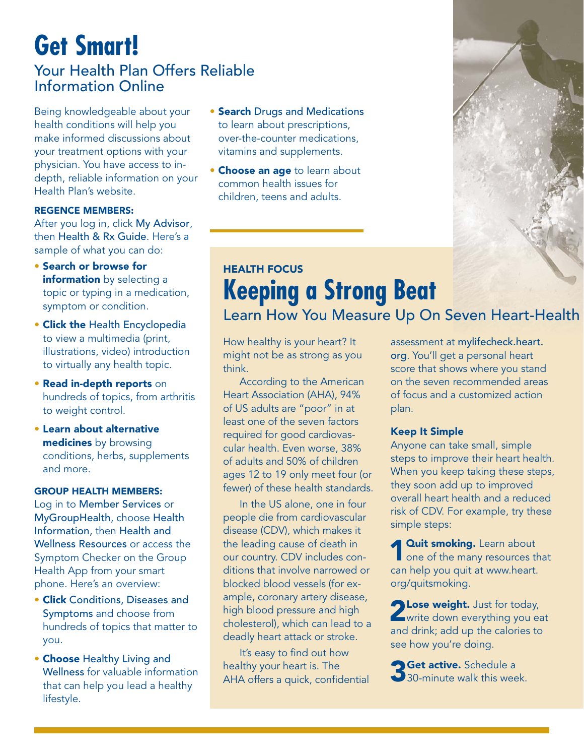# Get Smart!

## Your Health Plan Offers Reliable Information Online

Being knowledgeable about your health conditions will help you make informed discussions about your treatment options with your physician. You have access to in-depth, reliable information on your Health Plan's website.

**REGENCE MEMBERS:**

After you log in, click My Advisor, then Health & Rx Guide. Here's a sample of what you can do:

- **Search or browse for information** by selecting a topic or typing in a medication, symptom or condition.
- **Click the** Health Encyclopedia to view a multimedia (print, illustrations, video) introduction to virtually any health topic.
- **Read in-depth reports** on hundreds of topics, from arthritis to weight control.
- **Learn about alternative medicines** by browsing conditions, herbs, supplements and more.

**GROUP HEALTH MEMBERS:**

Log in to Member Services or MyGroupHealth, choose Health Information, then Health and Wellness Resources or access the Symptom Checker on the Group Health App from your smart phone. Here's an overview:

- **Click** Conditions, Diseases and Symptoms and choose from hundreds of topics that matter to you.
- **Choose** Healthy Living and Wellness for valuable information that can help you lead a healthy lifestyle.
- **Search** Drugs and Medications to learn about prescriptions, over-the-counter medications, vitamins and supplements.
- **Choose an age** to learn about common health issues for children, teens and adults.

**HEALTH FOCUS**

# Keeping a Strong Beat

## Learn How You Measure Up On Seven Heart-Health

How healthy is your heart? It might not be as strong as you think.

According to the American Heart Association (AHA), 94% of US adults are "poor" in at least one of the seven factors required for good cardiovascular health. Even worse, 38% of adults and 50% of children ages 12 to 19 only meet four (or fewer) of these health standards.

In the US alone, one in four people die from cardiovascular disease (CDV), which makes it the leading cause of death in our country. CDV includes conditions that involve narrowed or blocked blood vessels (for example, coronary artery disease, high blood pressure and high cholesterol), which can lead to a deadly heart attack or stroke.

It's easy to find out how healthy your heart is. The AHA offers a quick, confidential assessment at mylifecheck.heart.org. You'll get a personal heart score that shows where you stand on the seven recommended areas of focus and a customized action plan.

### Keep It Simple

Anyone can take small, simple steps to improve their heart health. When you keep taking these steps, they soon add up to improved overall heart health and a reduced risk of CDV. For example, try these simple steps:

1. **Quit smoking.** Learn about one of the many resources that can help you quit at www.heart.org/quitsmoking.
2. **Lose weight.** Just for today, write down everything you eat and drink; add up the calories to see how you're doing.
3. **Get active.** Schedule a 30-minute walk this week.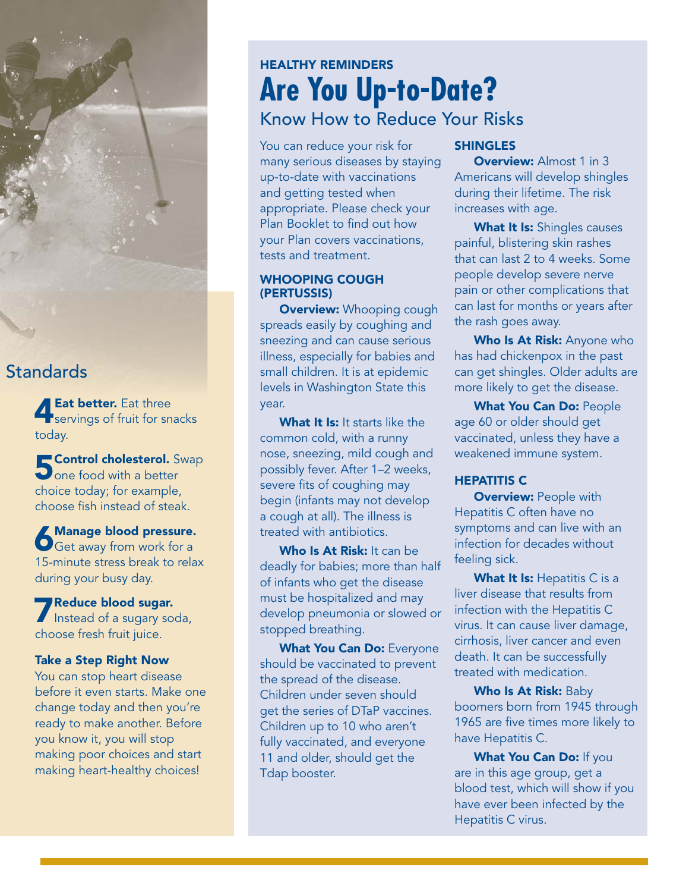## Standards

**4 Eat better.** Eat three servings of fruit for snacks today.

**5 Control cholesterol.** Swap one food with a better choice today; for example, choose fish instead of steak.

**6 Manage blood pressure.** Get away from work for a 15-minute stress break to relax during your busy day.

**7 Reduce blood sugar.** Instead of a sugary soda, choose fresh fruit juice.

### Take a Step Right Now

You can stop heart disease before it even starts. Make one change today and then you're ready to make another. Before you know it, you will stop making poor choices and start making heart-healthy choices!

HEALTHY REMINDERS

# Are You Up-to-Date?

## Know How to Reduce Your Risks

You can reduce your risk for many serious diseases by staying up-to-date with vaccinations and getting tested when appropriate. Please check your Plan Booklet to find out how your Plan covers vaccinations, tests and treatment.

### WHOOPING COUGH (PERTUSSIS)

**Overview:** Whooping cough spreads easily by coughing and sneezing and can cause serious illness, especially for babies and small children. It is at epidemic levels in Washington State this year.

**What It Is:** It starts like the common cold, with a runny nose, sneezing, mild cough and possibly fever. After 1–2 weeks, severe fits of coughing may begin (infants may not develop a cough at all). The illness is treated with antibiotics.

**Who Is At Risk:** It can be deadly for babies; more than half of infants who get the disease must be hospitalized and may develop pneumonia or slowed or stopped breathing.

**What You Can Do:** Everyone should be vaccinated to prevent the spread of the disease. Children under seven should get the series of DTaP vaccines. Children up to 10 who aren't fully vaccinated, and everyone 11 and older, should get the Tdap booster.

### SHINGLES

**Overview:** Almost 1 in 3 Americans will develop shingles during their lifetime. The risk increases with age.

**What It Is:** Shingles causes painful, blistering skin rashes that can last 2 to 4 weeks. Some people develop severe nerve pain or other complications that can last for months or years after the rash goes away.

**Who Is At Risk:** Anyone who has had chickenpox in the past can get shingles. Older adults are more likely to get the disease.

**What You Can Do:** People age 60 or older should get vaccinated, unless they have a weakened immune system.

### HEPATITIS C

**Overview:** People with Hepatitis C often have no symptoms and can live with an infection for decades without feeling sick.

**What It Is:** Hepatitis C is a liver disease that results from infection with the Hepatitis C virus. It can cause liver damage, cirrhosis, liver cancer and even death. It can be successfully treated with medication.

**Who Is At Risk:** Baby boomers born from 1945 through 1965 are five times more likely to have Hepatitis C.

**What You Can Do:** If you are in this age group, get a blood test, which will show if you have ever been infected by the Hepatitis C virus.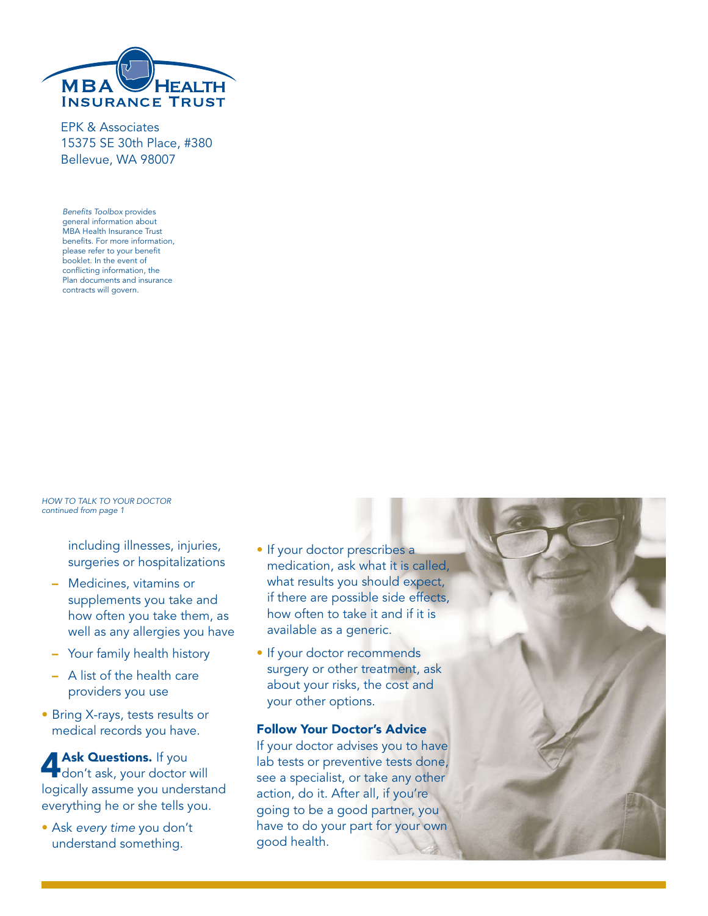MBA Health Insurance Trust

EPK & Associates
15375 SE 30th Place, #380
Bellevue, WA 98007

*Benefits Toolbox* provides general information about MBA Health Insurance Trust benefits. For more information, please refer to your benefit booklet. In the event of conflicting information, the Plan documents and insurance contracts will govern.

*HOW TO TALK TO YOUR DOCTOR continued from page 1*

including illnesses, injuries, surgeries or hospitalizations

- Medicines, vitamins or supplements you take and how often you take them, as well as any allergies you have
- Your family health history
- A list of the health care providers you use

- Bring X-rays, tests results or medical records you have.

**4 Ask Questions.** If you don't ask, your doctor will logically assume you understand everything he or she tells you.

- Ask *every time* you don't understand something.
- If your doctor prescribes a medication, ask what it is called, what results you should expect, if there are possible side effects, how often to take it and if it is available as a generic.
- If your doctor recommends surgery or other treatment, ask about your risks, the cost and your other options.

### Follow Your Doctor's Advice

If your doctor advises you to have lab tests or preventive tests done, see a specialist, or take any other action, do it. After all, if you're going to be a good partner, you have to do your part for your own good health.